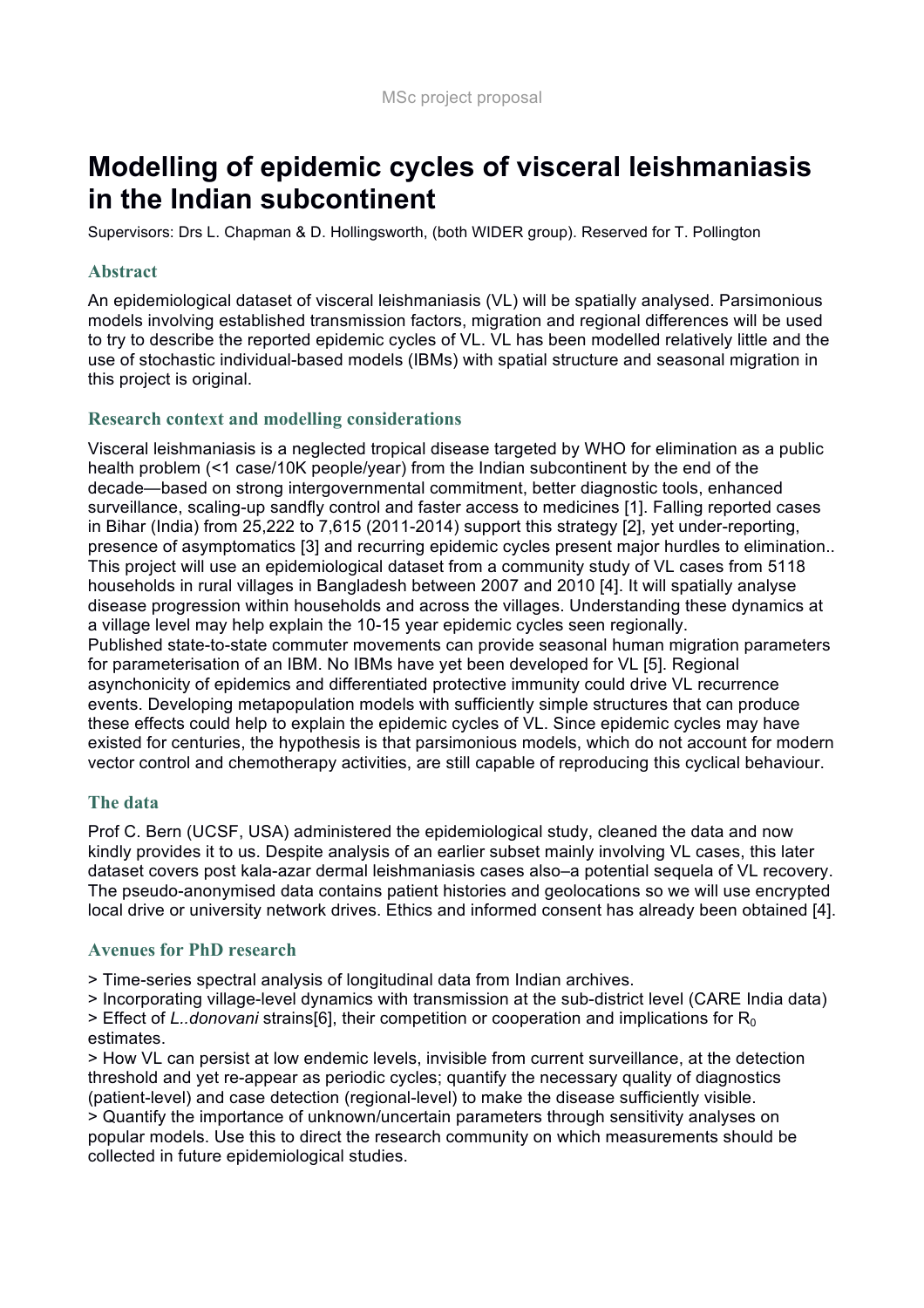MSc project proposal

# Modelling of epidemic cycles of visceral leishmaniasis in the Indian subcontinent

Supervisors: Drs L. Chapman & D. Hollingsworth, (both WIDER group). Reserved for T. Pollington

## Abstract

An epidemiological dataset of visceral leishmaniasis (VL) will be spatially analysed. Parsimonious models involving established transmission factors, migration and regional differences will be used to try to describe the reported epidemic cycles of VL. VL has been modelled relatively little and the use of stochastic individual-based models (IBMs) with spatial structure and seasonal migration in this project is original.

## Research context and modelling considerations

Visceral leishmaniasis is a neglected tropical disease targeted by WHO for elimination as a public health problem (<1 case/10K people/year) from the Indian subcontinent by the end of the decade—based on strong intergovernmental commitment, better diagnostic tools, enhanced surveillance, scaling-up sandfly control and faster access to medicines [1]. Falling reported cases in Bihar (India) from 25,222 to 7,615 (2011-2014) support this strategy [2], yet under-reporting, presence of asymptomatics [3] and recurring epidemic cycles present major hurdles to elimination.. This project will use an epidemiological dataset from a community study of VL cases from 5118 households in rural villages in Bangladesh between 2007 and 2010 [4]. It will spatially analyse disease progression within households and across the villages. Understanding these dynamics at a village level may help explain the 10-15 year epidemic cycles seen regionally.
Published state-to-state commuter movements can provide seasonal human migration parameters for parameterisation of an IBM. No IBMs have yet been developed for VL [5]. Regional asynchonicity of epidemics and differentiated protective immunity could drive VL recurrence events. Developing metapopulation models with sufficiently simple structures that can produce these effects could help to explain the epidemic cycles of VL. Since epidemic cycles may have existed for centuries, the hypothesis is that parsimonious models, which do not account for modern vector control and chemotherapy activities, are still capable of reproducing this cyclical behaviour.

## The data

Prof C. Bern (UCSF, USA) administered the epidemiological study, cleaned the data and now kindly provides it to us. Despite analysis of an earlier subset mainly involving VL cases, this later dataset covers post kala-azar dermal leishmaniasis cases also–a potential sequela of VL recovery. The pseudo-anonymised data contains patient histories and geolocations so we will use encrypted local drive or university network drives. Ethics and informed consent has already been obtained [4].

## Avenues for PhD research

> Time-series spectral analysis of longitudinal data from Indian archives.
> Incorporating village-level dynamics with transmission at the sub-district level (CARE India data)
> Effect of *L..donovani* strains[6], their competition or cooperation and implications for $R_0$ estimates.
> How VL can persist at low endemic levels, invisible from current surveillance, at the detection threshold and yet re-appear as periodic cycles; quantify the necessary quality of diagnostics (patient-level) and case detection (regional-level) to make the disease sufficiently visible.
> Quantify the importance of unknown/uncertain parameters through sensitivity analyses on popular models. Use this to direct the research community on which measurements should be collected in future epidemiological studies.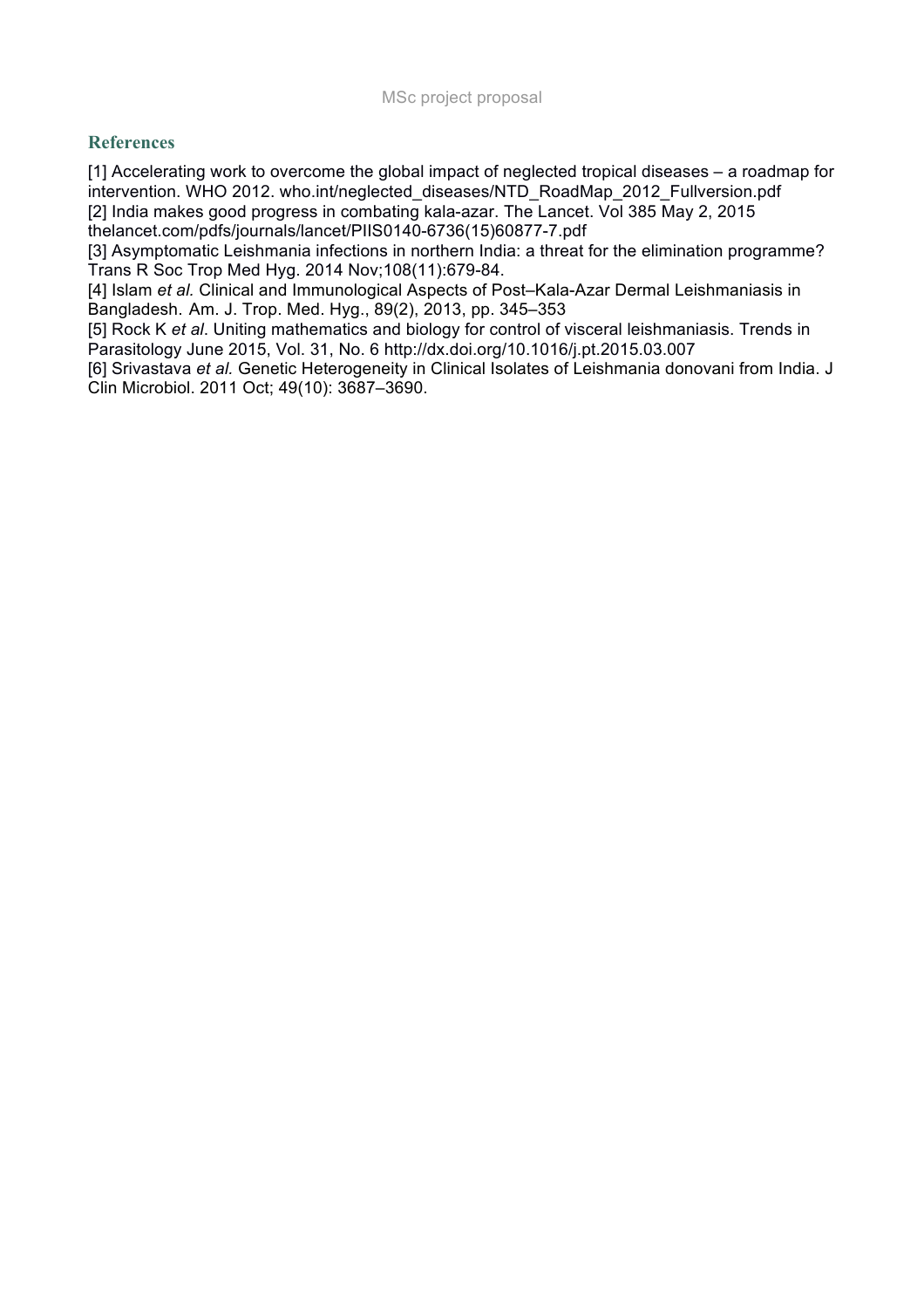## References

[1] Accelerating work to overcome the global impact of neglected tropical diseases – a roadmap for intervention. WHO 2012. who.int/neglected_diseases/NTD_RoadMap_2012_Fullversion.pdf
[2] India makes good progress in combating kala-azar. The Lancet. Vol 385 May 2, 2015 thelancet.com/pdfs/journals/lancet/PIIS0140-6736(15)60877-7.pdf
[3] Asymptomatic Leishmania infections in northern India: a threat for the elimination programme? Trans R Soc Trop Med Hyg. 2014 Nov;108(11):679-84.
[4] Islam *et al.* Clinical and Immunological Aspects of Post–Kala-Azar Dermal Leishmaniasis in Bangladesh. Am. J. Trop. Med. Hyg., 89(2), 2013, pp. 345–353
[5] Rock K *et al*. Uniting mathematics and biology for control of visceral leishmaniasis. Trends in Parasitology June 2015, Vol. 31, No. 6 http://dx.doi.org/10.1016/j.pt.2015.03.007
[6] Srivastava *et al.* Genetic Heterogeneity in Clinical Isolates of Leishmania donovani from India. J Clin Microbiol. 2011 Oct; 49(10): 3687–3690.